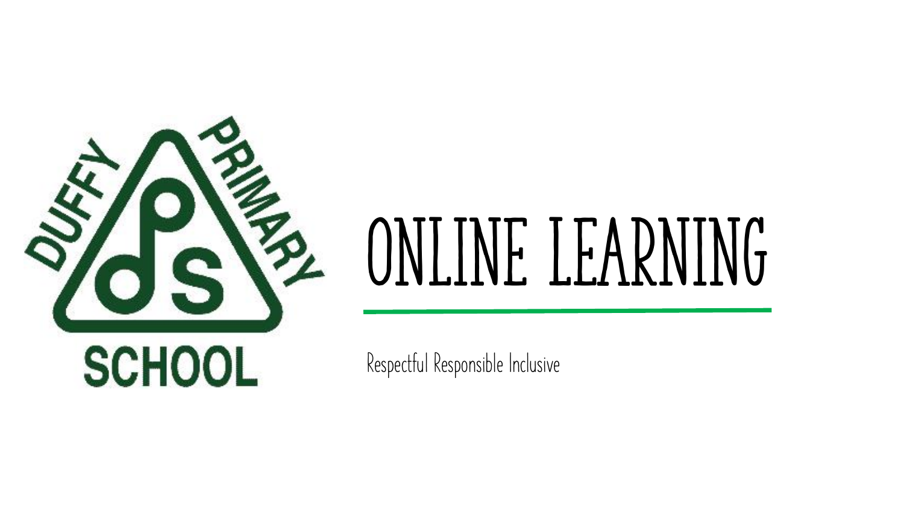# ONLINE LEARNING

Respectful Responsible Inclusive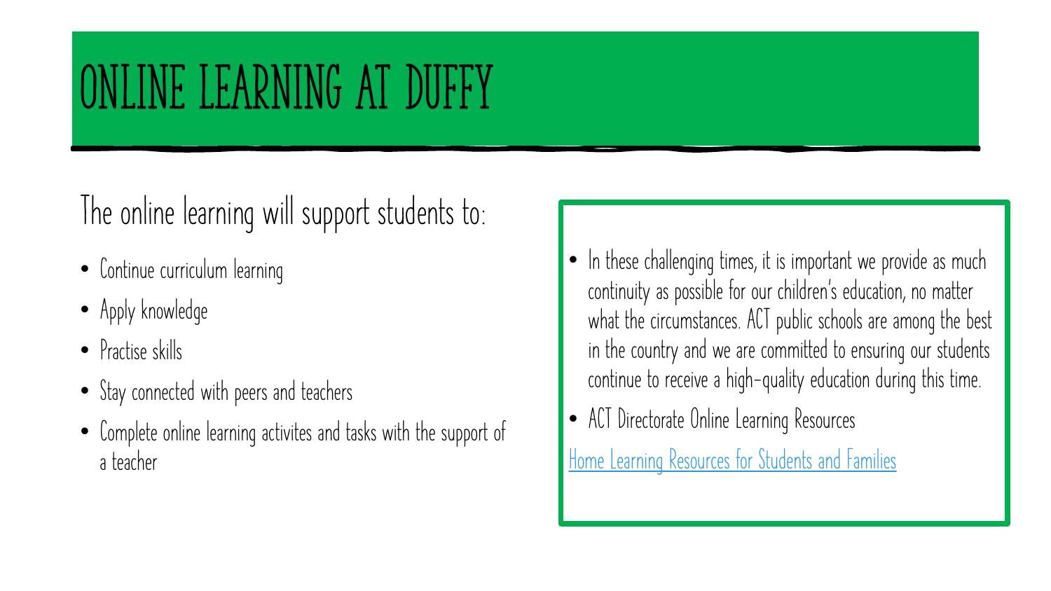# ONLINE LEARNING AT DUFFY

The online learning will support students to:

- Continue curriculum learning
- Apply knowledge
- Practise skills
- Stay connected with peers and teachers
- Complete online learning activites and tasks with the support of a teacher

- In these challenging times, it is important we provide as much continuity as possible for our children's education, no matter what the circumstances. ACT public schools are among the best in the country and we are committed to ensuring our students continue to receive a high-quality education during this time.
- ACT Directorate Online Learning Resources

Home Learning Resources for Students and Families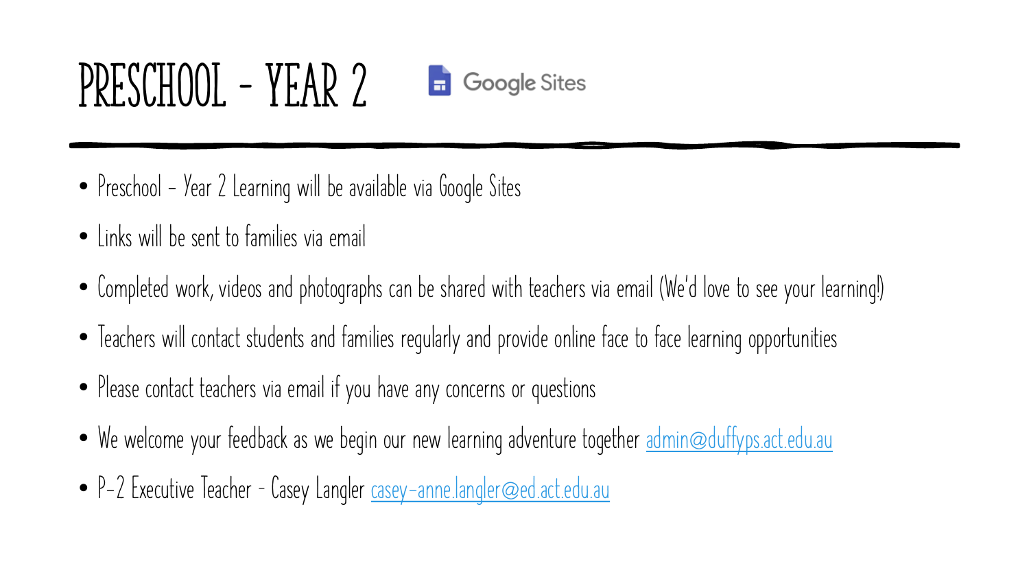# PRESCHOOL – YEAR 2

Google Sites

- Preschool – Year 2 Learning will be available via Google Sites
- Links will be sent to families via email
- Completed work, videos and photographs can be shared with teachers via email (We'd love to see your learning!)
- Teachers will contact students and families regularly and provide online face to face learning opportunities
- Please contact teachers via email if you have any concerns or questions
- We welcome your feedback as we begin our new learning adventure together admin@duffyps.act.edu.au
- P-2 Executive Teacher – Casey Langler casey-anne.langler@ed.act.edu.au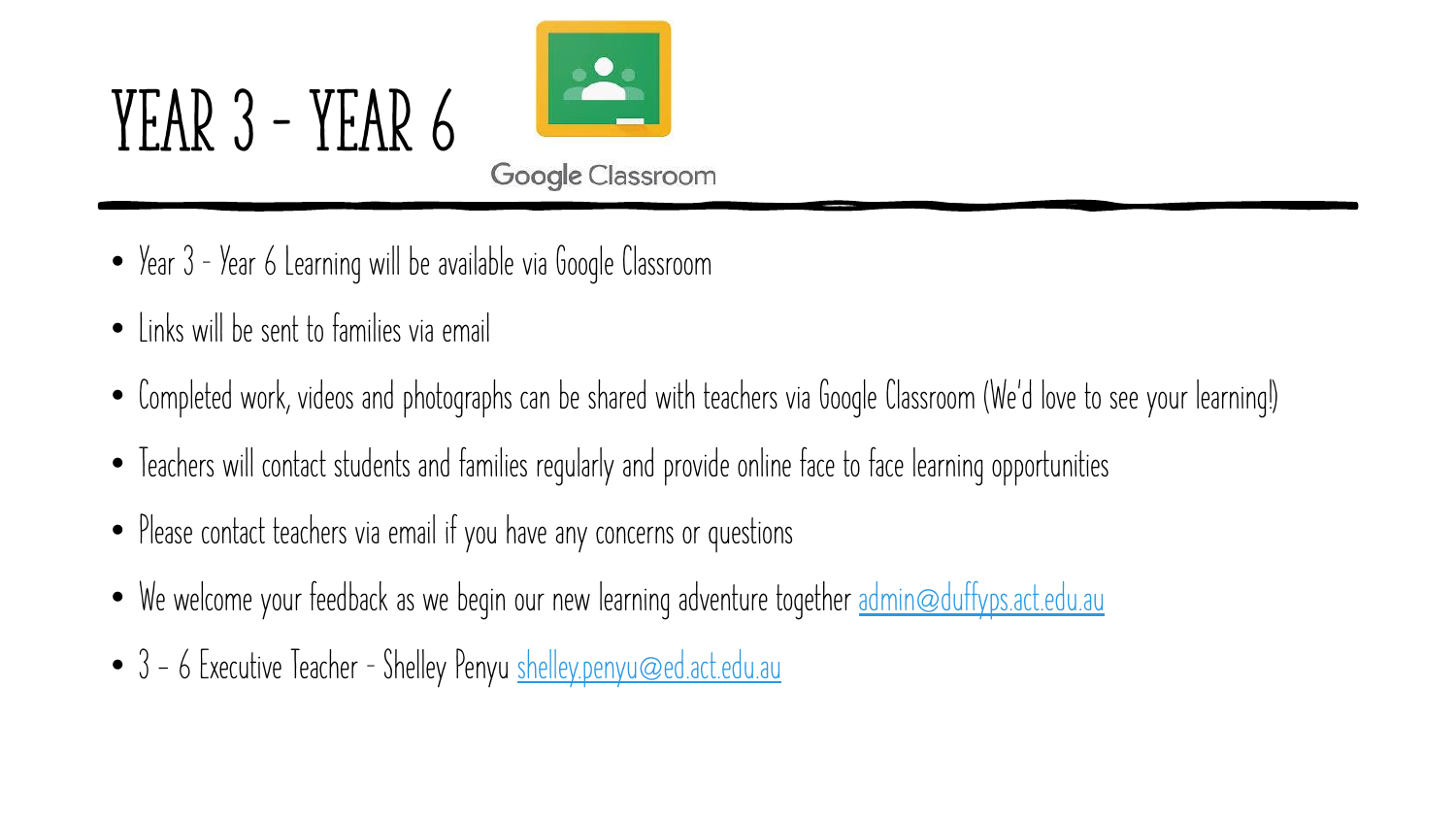# YEAR 3 - YEAR 6

Google Classroom

- Year 3 - Year 6 Learning will be available via Google Classroom
- Links will be sent to families via email
- Completed work, videos and photographs can be shared with teachers via Google Classroom (We'd love to see your learning!)
- Teachers will contact students and families regularly and provide online face to face learning opportunities
- Please contact teachers via email if you have any concerns or questions
- We welcome your feedback as we begin our new learning adventure together admin@duffyps.act.edu.au
- 3 – 6 Executive Teacher - Shelley Penyu shelley.penyu@ed.act.edu.au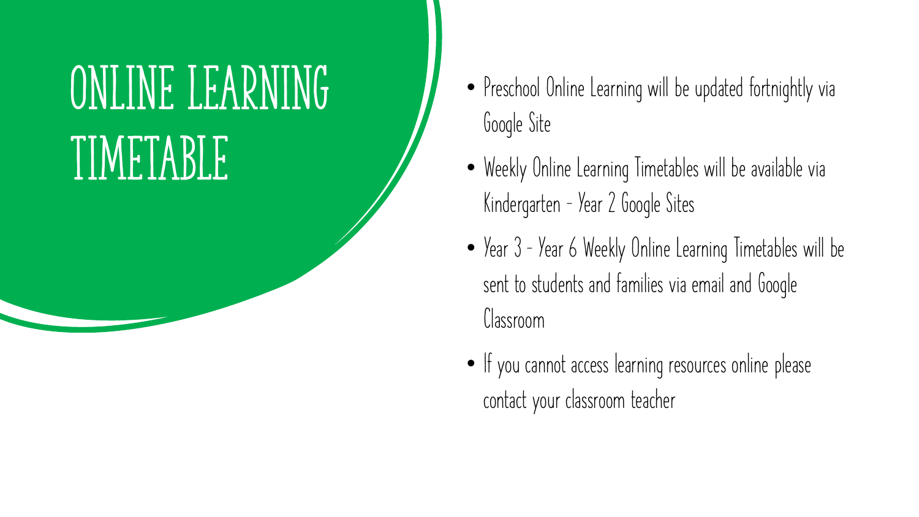# ONLINE LEARNING TIMETABLE

- Preschool Online Learning will be updated fortnightly via Google Site
- Weekly Online Learning Timetables will be available via Kindergarten - Year 2 Google Sites
- Year 3 - Year 6 Weekly Online Learning Timetables will be sent to students and families via email and Google Classroom
- If you cannot access learning resources online please contact your classroom teacher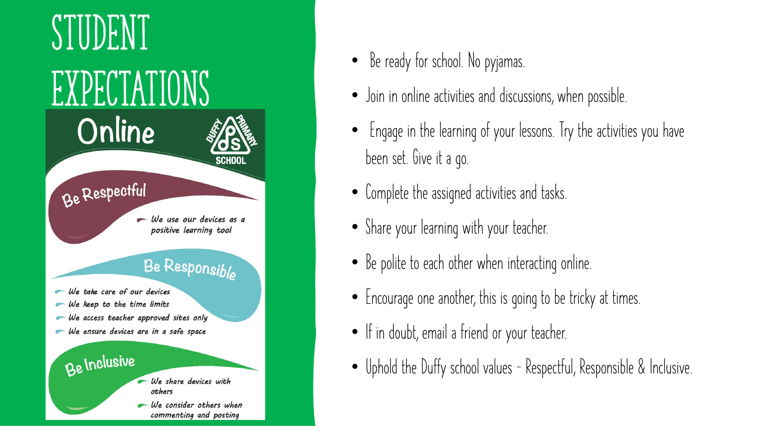# STUDENT EXPECTATIONS

## Online

DUFFY PRIMARY SCHOOL

### Be Respectful

- *We use our devices as a positive learning tool*

### Be Responsible

- *We take care of our devices*
- *We keep to the time limits*
- *We access teacher approved sites only*
- *We ensure devices are in a safe space*

### Be Inclusive

- *We share devices with others*
- *We consider others when commenting and posting*

---

- Be ready for school. No pyjamas.
- Join in online activities and discussions, when possible.
- Engage in the learning of your lessons. Try the activities you have been set. Give it a go.
- Complete the assigned activities and tasks.
- Share your learning with your teacher.
- Be polite to each other when interacting online.
- Encourage one another, this is going to be tricky at times.
- If in doubt, email a friend or your teacher.
- Uphold the Duffy school values - Respectful, Responsible & Inclusive.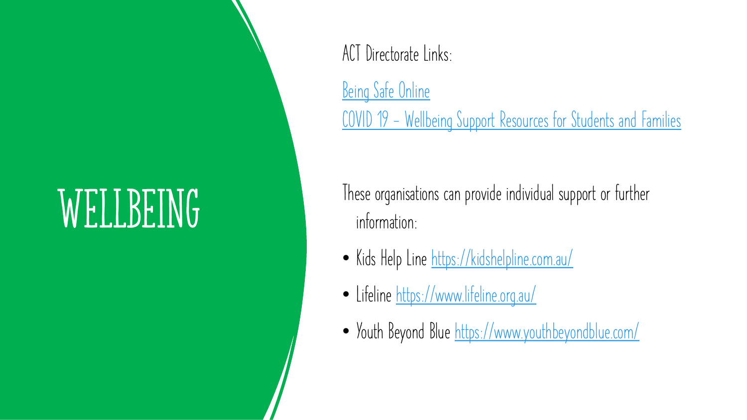# WELLBEING

ACT Directorate Links:

[Being Safe Online](Being Safe Online)

[COVID 19 – Wellbeing Support Resources for Students and Families](COVID 19 – Wellbeing Support Resources for Students and Families)

These organisations can provide individual support or further information:

- Kids Help Line [https://kidshelpline.com.au/](https://kidshelpline.com.au/)
- Lifeline [https://www.lifeline.org.au/](https://www.lifeline.org.au/)
- Youth Beyond Blue [https://www.youthbeyondblue.com/](https://www.youthbeyondblue.com/)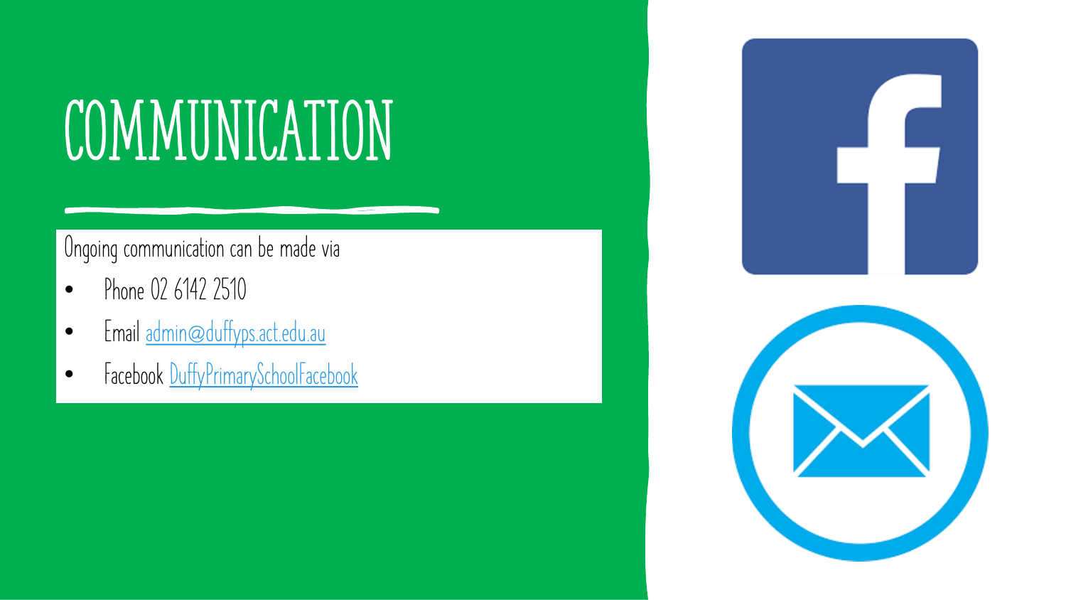# COMMUNICATION

Ongoing communication can be made via

- Phone 02 6142 2510
- Email admin@duffyps.act.edu.au
- Facebook DuffyPrimarySchoolFacebook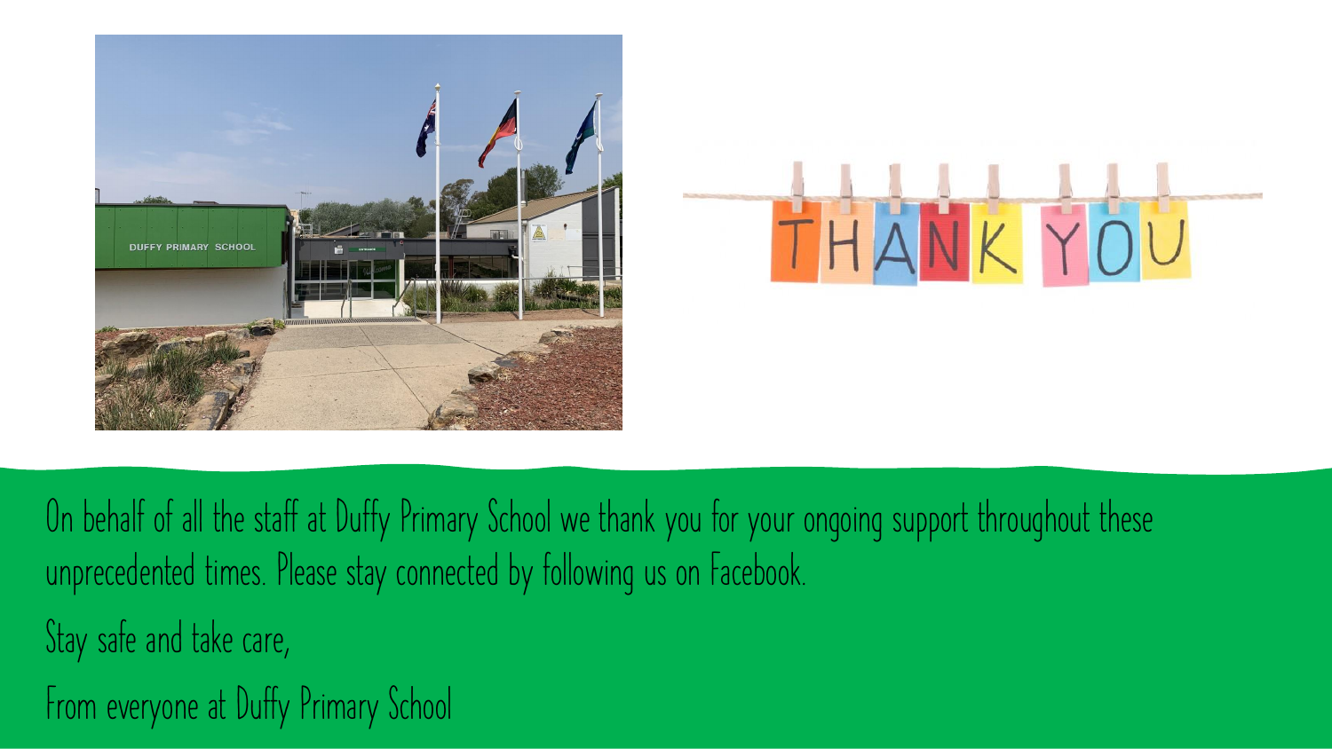On behalf of all the staff at Duffy Primary School we thank you for your ongoing support throughout these unprecedented times. Please stay connected by following us on Facebook.

Stay safe and take care,

From everyone at Duffy Primary School